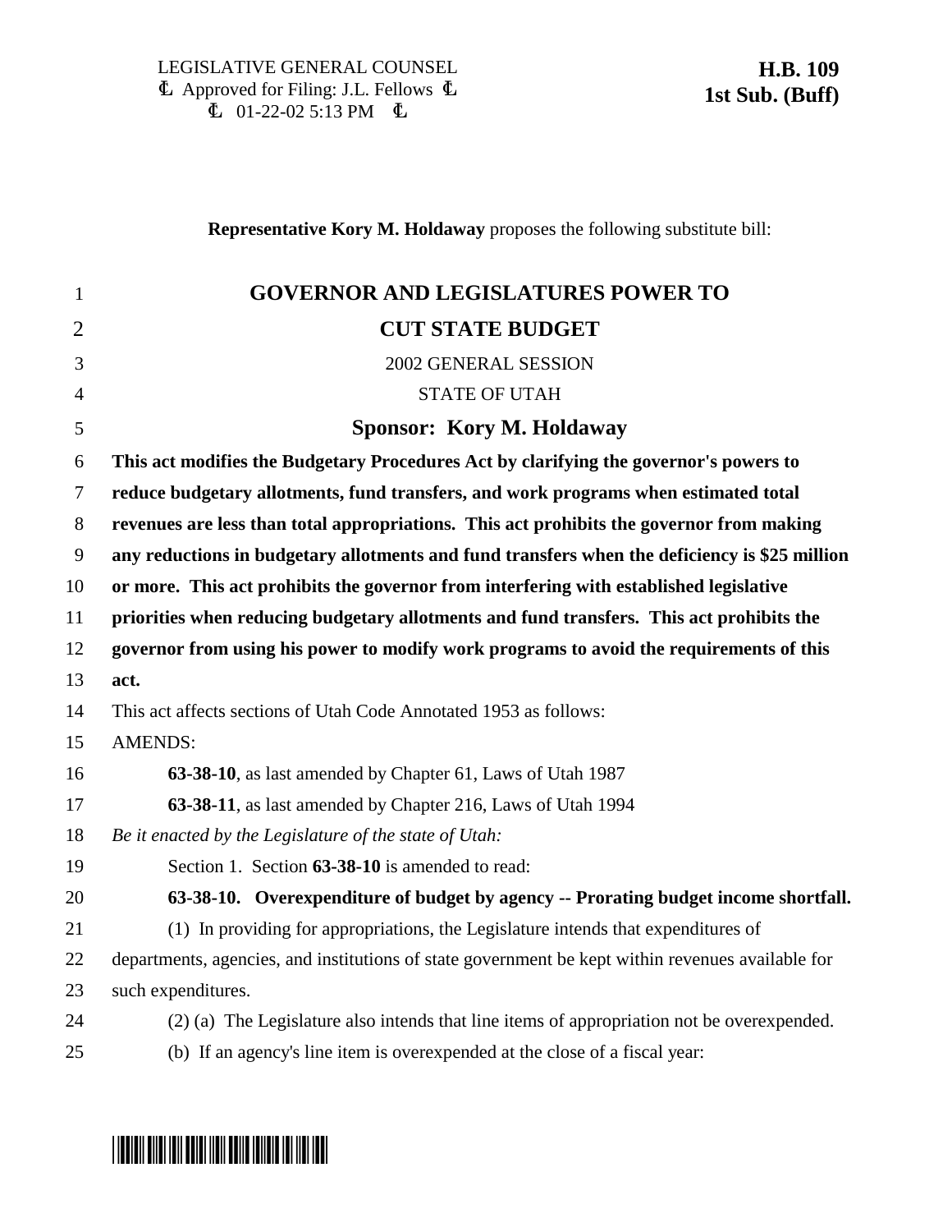LEGISLATIVE GENERAL COUNSEL
Ł Approved for Filing: J.L. Fellows Ł
Ł 01-22-02 5:13 PM Ł

**H.B. 109**
**1st Sub. (Buff)**

**Representative Kory M. Holdaway** proposes the following substitute bill:

# GOVERNOR AND LEGISLATURES POWER TO CUT STATE BUDGET

2002 GENERAL SESSION

STATE OF UTAH

## Sponsor: Kory M. Holdaway

**This act modifies the Budgetary Procedures Act by clarifying the governor's powers to reduce budgetary allotments, fund transfers, and work programs when estimated total revenues are less than total appropriations. This act prohibits the governor from making any reductions in budgetary allotments and fund transfers when the deficiency is $25 million or more. This act prohibits the governor from interfering with established legislative priorities when reducing budgetary allotments and fund transfers. This act prohibits the governor from using his power to modify work programs to avoid the requirements of this act.**

This act affects sections of Utah Code Annotated 1953 as follows:

AMENDS:

**63-38-10**, as last amended by Chapter 61, Laws of Utah 1987

**63-38-11**, as last amended by Chapter 216, Laws of Utah 1994

*Be it enacted by the Legislature of the state of Utah:*

Section 1. Section **63-38-10** is amended to read:

**63-38-10. Overexpenditure of budget by agency -- Prorating budget income shortfall.**

(1) In providing for appropriations, the Legislature intends that expenditures of departments, agencies, and institutions of state government be kept within revenues available for such expenditures.

(2) (a) The Legislature also intends that line items of appropriation not be overexpended.

(b) If an agency's line item is overexpended at the close of a fiscal year: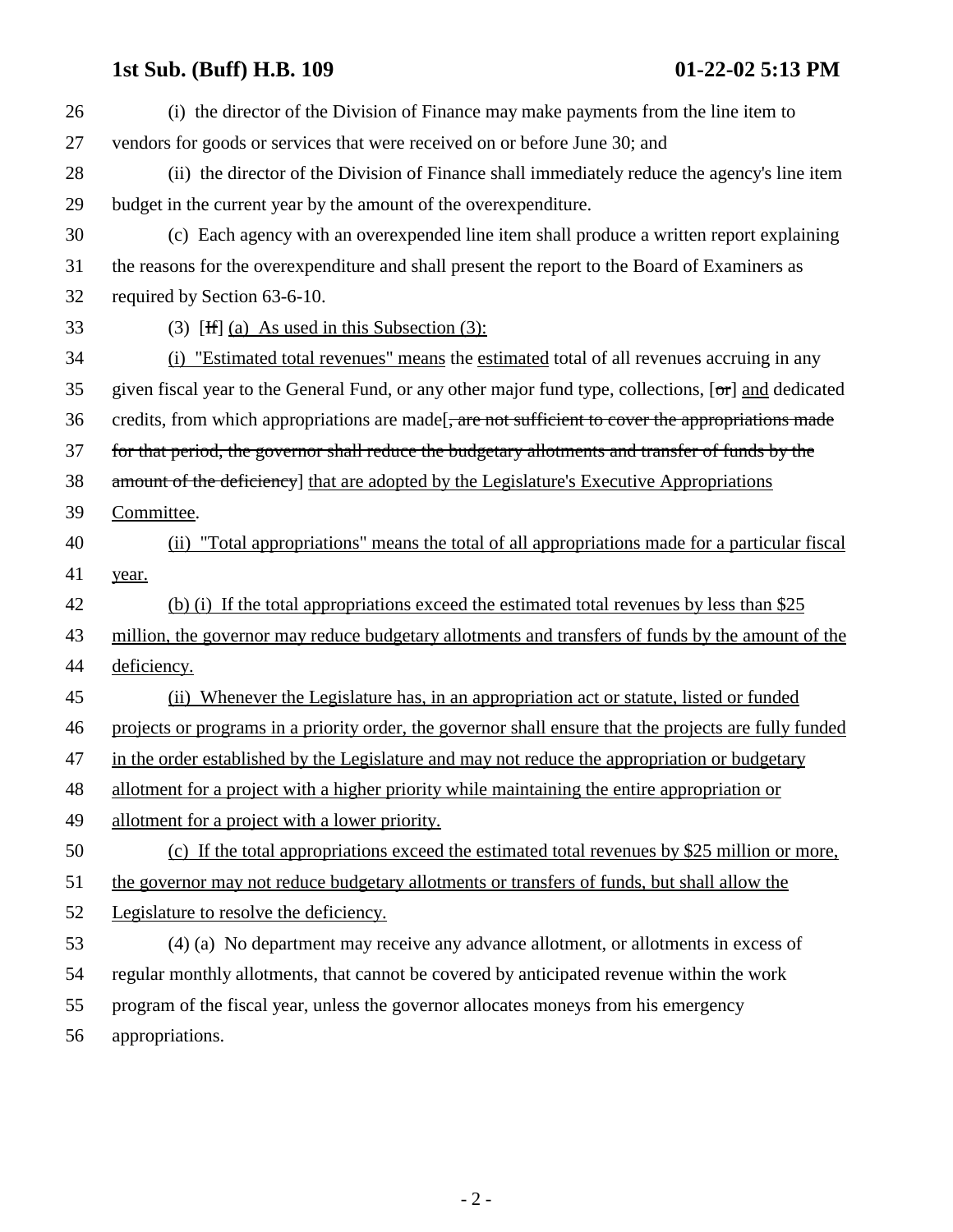26 (i) the director of the Division of Finance may make payments from the line item to
27 vendors for goods or services that were received on or before June 30; and
28 (ii) the director of the Division of Finance shall immediately reduce the agency's line item
29 budget in the current year by the amount of the overexpenditure.
30 (c) Each agency with an overexpended line item shall produce a written report explaining
31 the reasons for the overexpenditure and shall present the report to the Board of Examiners as
32 required by Section 63-6-10.
33 (3) [~~If~~] <u>(a) As used in this Subsection (3):</u>
34 <u>(i) "Estimated total revenues" means</u> the <u>estimated</u> total of all revenues accruing in any
35 given fiscal year to the General Fund, or any other major fund type, collections, [~~or~~] <u>and</u> dedicated
36 credits, from which appropriations are made[~~, are not sufficient to cover the appropriations made~~
37 ~~for that period, the governor shall reduce the budgetary allotments and transfer of funds by the~~
38 ~~amount of the deficiency~~] <u>that are adopted by the Legislature's Executive Appropriations</u>
39 <u>Committee</u>.
40 <u>(ii) "Total appropriations" means the total of all appropriations made for a particular fiscal</u>
41 <u>year.</u>
42 <u>(b) (i) If the total appropriations exceed the estimated total revenues by less than $25</u>
43 <u>million, the governor may reduce budgetary allotments and transfers of funds by the amount of the</u>
44 <u>deficiency.</u>
45 <u>(ii) Whenever the Legislature has, in an appropriation act or statute, listed or funded</u>
46 <u>projects or programs in a priority order, the governor shall ensure that the projects are fully funded</u>
47 <u>in the order established by the Legislature and may not reduce the appropriation or budgetary</u>
48 <u>allotment for a project with a higher priority while maintaining the entire appropriation or</u>
49 <u>allotment for a project with a lower priority.</u>
50 <u>(c) If the total appropriations exceed the estimated total revenues by $25 million or more,</u>
51 <u>the governor may not reduce budgetary allotments or transfers of funds, but shall allow the</u>
52 <u>Legislature to resolve the deficiency.</u>
53 (4) (a) No department may receive any advance allotment, or allotments in excess of
54 regular monthly allotments, that cannot be covered by anticipated revenue within the work
55 program of the fiscal year, unless the governor allocates moneys from his emergency
56 appropriations.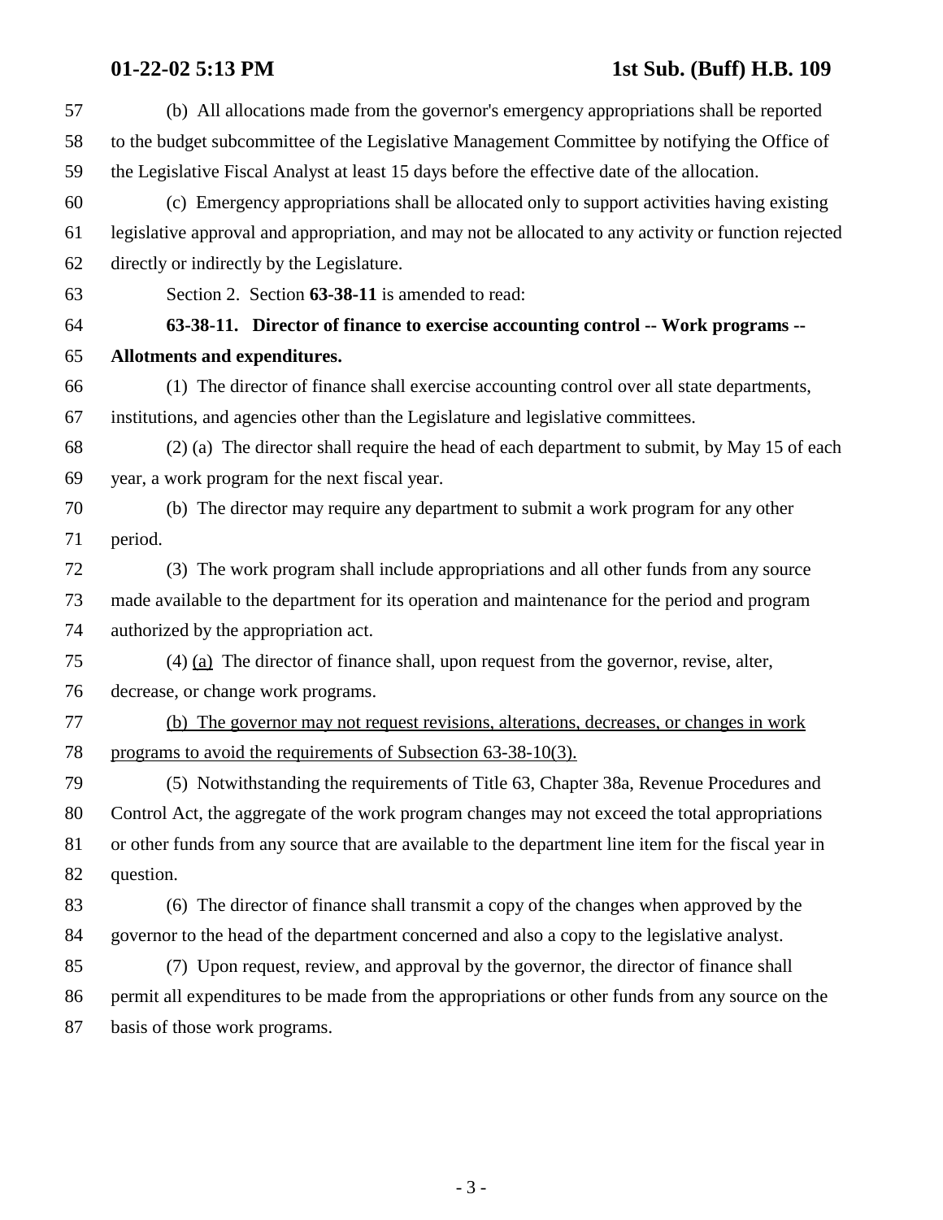(b) All allocations made from the governor's emergency appropriations shall be reported to the budget subcommittee of the Legislative Management Committee by notifying the Office of the Legislative Fiscal Analyst at least 15 days before the effective date of the allocation.

(c) Emergency appropriations shall be allocated only to support activities having existing legislative approval and appropriation, and may not be allocated to any activity or function rejected directly or indirectly by the Legislature.

Section 2. Section **63-38-11** is amended to read:

**63-38-11. Director of finance to exercise accounting control -- Work programs -- Allotments and expenditures.**

(1) The director of finance shall exercise accounting control over all state departments, institutions, and agencies other than the Legislature and legislative committees.

(2) (a) The director shall require the head of each department to submit, by May 15 of each year, a work program for the next fiscal year.

(b) The director may require any department to submit a work program for any other period.

(3) The work program shall include appropriations and all other funds from any source made available to the department for its operation and maintenance for the period and program authorized by the appropriation act.

(4) <u>(a)</u> The director of finance shall, upon request from the governor, revise, alter, decrease, or change work programs.

<u>(b) The governor may not request revisions, alterations, decreases, or changes in work programs to avoid the requirements of Subsection 63-38-10(3).</u>

(5) Notwithstanding the requirements of Title 63, Chapter 38a, Revenue Procedures and Control Act, the aggregate of the work program changes may not exceed the total appropriations or other funds from any source that are available to the department line item for the fiscal year in question.

(6) The director of finance shall transmit a copy of the changes when approved by the governor to the head of the department concerned and also a copy to the legislative analyst.

(7) Upon request, review, and approval by the governor, the director of finance shall permit all expenditures to be made from the appropriations or other funds from any source on the basis of those work programs.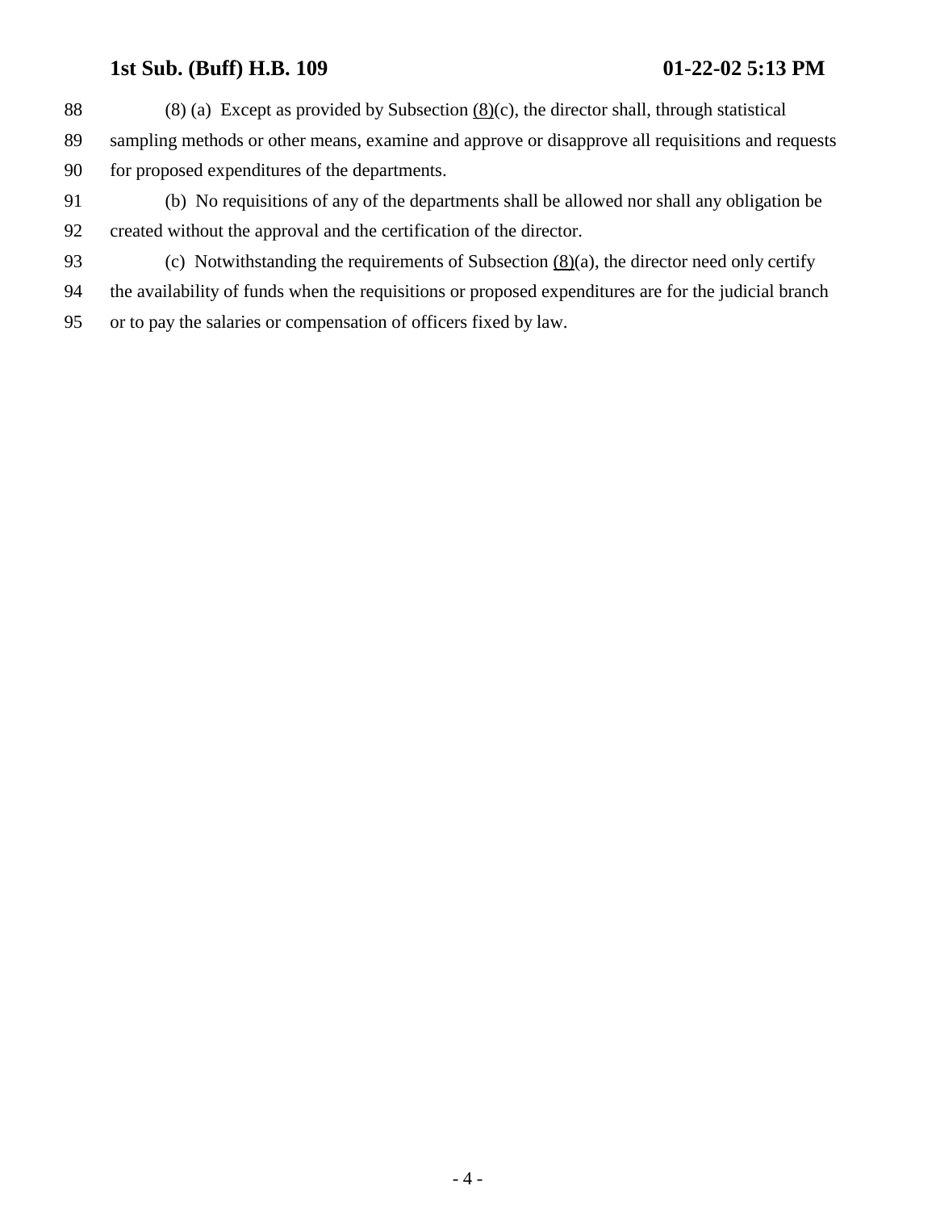(8) (a) Except as provided by Subsection (8)(c), the director shall, through statistical sampling methods or other means, examine and approve or disapprove all requisitions and requests for proposed expenditures of the departments.

(b) No requisitions of any of the departments shall be allowed nor shall any obligation be created without the approval and the certification of the director.

(c) Notwithstanding the requirements of Subsection (8)(a), the director need only certify the availability of funds when the requisitions or proposed expenditures are for the judicial branch or to pay the salaries or compensation of officers fixed by law.